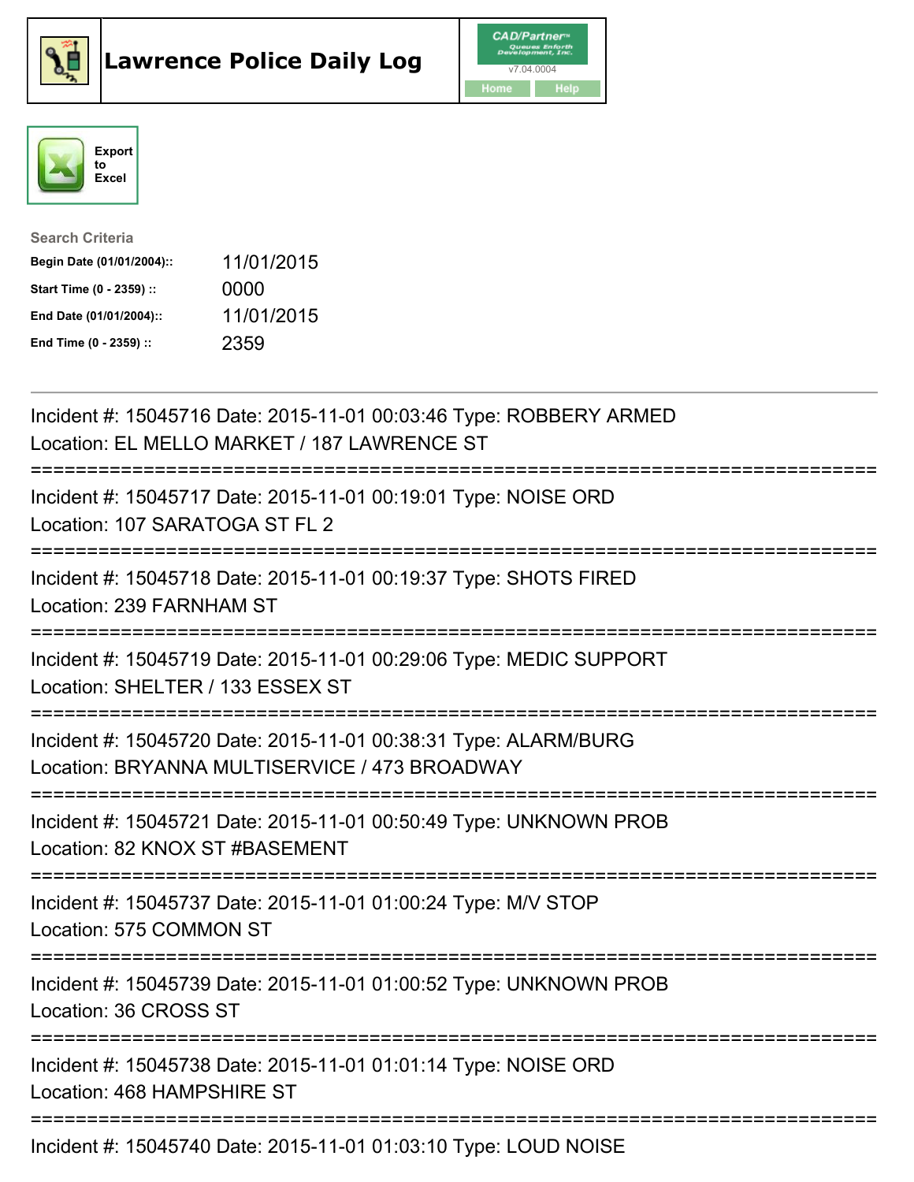# Lawrence Police Daily Log

CAD/Partner™ v7.04.0004

Home | Help

Export to Excel

**Search Criteria**

| | |
|---|---|
| **Begin Date (01/01/2004)::** | 11/01/2015 |
| **Start Time (0 - 2359) ::** | 0000 |
| **End Date (01/01/2004)::** | 11/01/2015 |
| **End Time (0 - 2359) ::** | 2359 |

---

Incident #: 15045716 Date: 2015-11-01 00:03:46 Type: ROBBERY ARMED
Location: EL MELLO MARKET / 187 LAWRENCE ST

===========================================================================

Incident #: 15045717 Date: 2015-11-01 00:19:01 Type: NOISE ORD
Location: 107 SARATOGA ST FL 2

===========================================================================

Incident #: 15045718 Date: 2015-11-01 00:19:37 Type: SHOTS FIRED
Location: 239 FARNHAM ST

===========================================================================

Incident #: 15045719 Date: 2015-11-01 00:29:06 Type: MEDIC SUPPORT
Location: SHELTER / 133 ESSEX ST

===========================================================================

Incident #: 15045720 Date: 2015-11-01 00:38:31 Type: ALARM/BURG
Location: BRYANNA MULTISERVICE / 473 BROADWAY

===========================================================================

Incident #: 15045721 Date: 2015-11-01 00:50:49 Type: UNKNOWN PROB
Location: 82 KNOX ST #BASEMENT

===========================================================================

Incident #: 15045737 Date: 2015-11-01 01:00:24 Type: M/V STOP
Location: 575 COMMON ST

===========================================================================

Incident #: 15045739 Date: 2015-11-01 01:00:52 Type: UNKNOWN PROB
Location: 36 CROSS ST

===========================================================================

Incident #: 15045738 Date: 2015-11-01 01:01:14 Type: NOISE ORD
Location: 468 HAMPSHIRE ST

===========================================================================

Incident #: 15045740 Date: 2015-11-01 01:03:10 Type: LOUD NOISE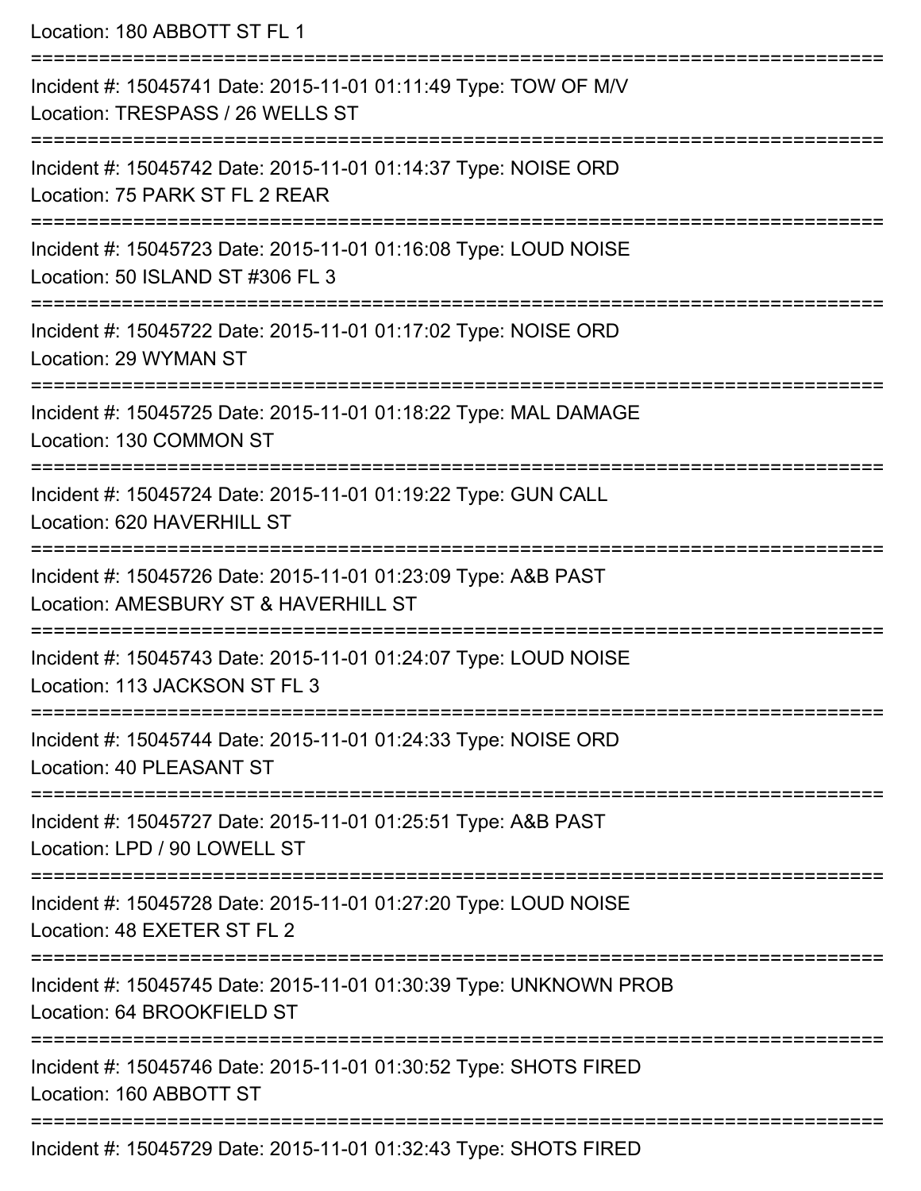Location: 180 ABBOTT ST FL 1

===========================================================================

Incident #: 15045741 Date: 2015-11-01 01:11:49 Type: TOW OF M/V
Location: TRESPASS / 26 WELLS ST

===========================================================================

Incident #: 15045742 Date: 2015-11-01 01:14:37 Type: NOISE ORD
Location: 75 PARK ST FL 2 REAR

===========================================================================

Incident #: 15045723 Date: 2015-11-01 01:16:08 Type: LOUD NOISE
Location: 50 ISLAND ST #306 FL 3

===========================================================================

Incident #: 15045722 Date: 2015-11-01 01:17:02 Type: NOISE ORD
Location: 29 WYMAN ST

===========================================================================

Incident #: 15045725 Date: 2015-11-01 01:18:22 Type: MAL DAMAGE
Location: 130 COMMON ST

===========================================================================

Incident #: 15045724 Date: 2015-11-01 01:19:22 Type: GUN CALL
Location: 620 HAVERHILL ST

===========================================================================

Incident #: 15045726 Date: 2015-11-01 01:23:09 Type: A&B PAST
Location: AMESBURY ST & HAVERHILL ST

===========================================================================

Incident #: 15045743 Date: 2015-11-01 01:24:07 Type: LOUD NOISE
Location: 113 JACKSON ST FL 3

===========================================================================

Incident #: 15045744 Date: 2015-11-01 01:24:33 Type: NOISE ORD
Location: 40 PLEASANT ST

===========================================================================

Incident #: 15045727 Date: 2015-11-01 01:25:51 Type: A&B PAST
Location: LPD / 90 LOWELL ST

===========================================================================

Incident #: 15045728 Date: 2015-11-01 01:27:20 Type: LOUD NOISE
Location: 48 EXETER ST FL 2

===========================================================================

Incident #: 15045745 Date: 2015-11-01 01:30:39 Type: UNKNOWN PROB
Location: 64 BROOKFIELD ST

===========================================================================

Incident #: 15045746 Date: 2015-11-01 01:30:52 Type: SHOTS FIRED
Location: 160 ABBOTT ST

===========================================================================

Incident #: 15045729 Date: 2015-11-01 01:32:43 Type: SHOTS FIRED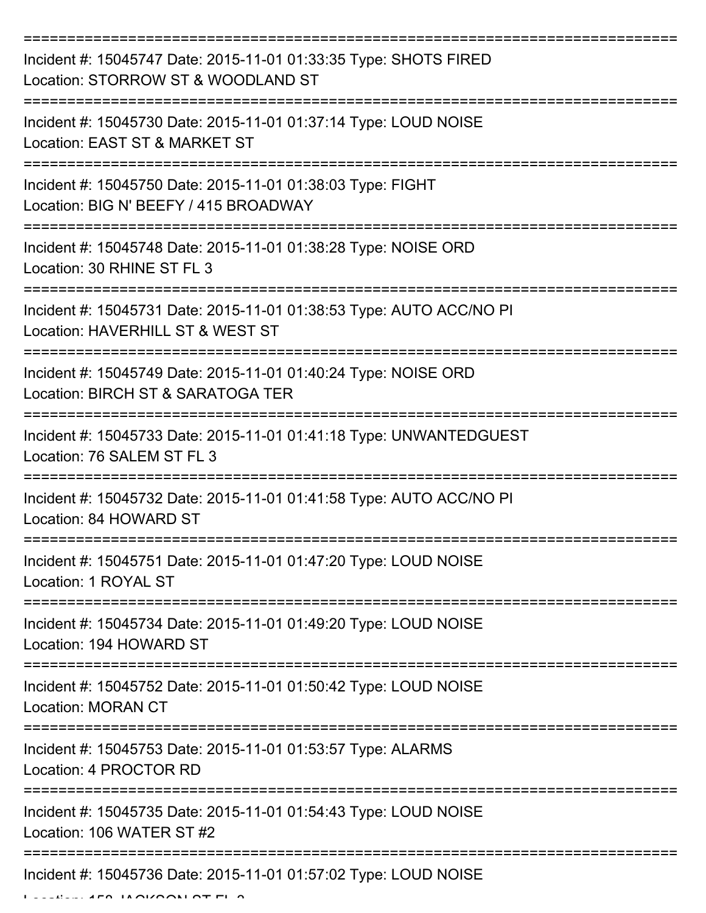===========================================================================

Incident #: 15045747 Date: 2015-11-01 01:33:35 Type: SHOTS FIRED
Location: STORROW ST & WOODLAND ST

===========================================================================

Incident #: 15045730 Date: 2015-11-01 01:37:14 Type: LOUD NOISE
Location: EAST ST & MARKET ST

===========================================================================

Incident #: 15045750 Date: 2015-11-01 01:38:03 Type: FIGHT
Location: BIG N' BEEFY / 415 BROADWAY

===========================================================================

Incident #: 15045748 Date: 2015-11-01 01:38:28 Type: NOISE ORD
Location: 30 RHINE ST FL 3

===========================================================================

Incident #: 15045731 Date: 2015-11-01 01:38:53 Type: AUTO ACC/NO PI
Location: HAVERHILL ST & WEST ST

===========================================================================

Incident #: 15045749 Date: 2015-11-01 01:40:24 Type: NOISE ORD
Location: BIRCH ST & SARATOGA TER

===========================================================================

Incident #: 15045733 Date: 2015-11-01 01:41:18 Type: UNWANTEDGUEST
Location: 76 SALEM ST FL 3

===========================================================================

Incident #: 15045732 Date: 2015-11-01 01:41:58 Type: AUTO ACC/NO PI
Location: 84 HOWARD ST

===========================================================================

Incident #: 15045751 Date: 2015-11-01 01:47:20 Type: LOUD NOISE
Location: 1 ROYAL ST

===========================================================================

Incident #: 15045734 Date: 2015-11-01 01:49:20 Type: LOUD NOISE
Location: 194 HOWARD ST

===========================================================================

Incident #: 15045752 Date: 2015-11-01 01:50:42 Type: LOUD NOISE
Location: MORAN CT

===========================================================================

Incident #: 15045753 Date: 2015-11-01 01:53:57 Type: ALARMS
Location: 4 PROCTOR RD

===========================================================================

Incident #: 15045735 Date: 2015-11-01 01:54:43 Type: LOUD NOISE
Location: 106 WATER ST #2

===========================================================================

Incident #: 15045736 Date: 2015-11-01 01:57:02 Type: LOUD NOISE
Location: 158 JACKSON ST FL 3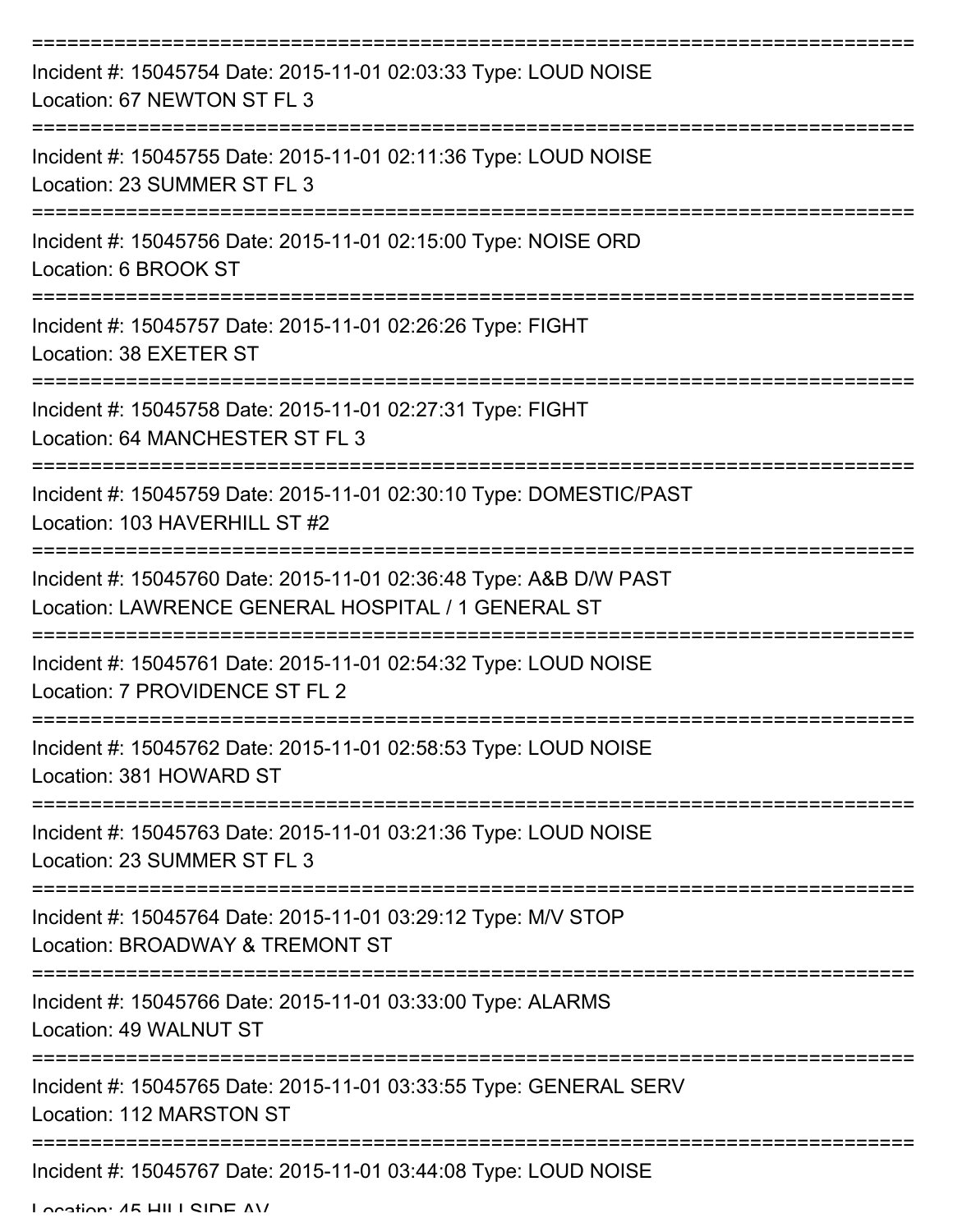=============================================================================
Incident #: 15045754 Date: 2015-11-01 02:03:33 Type: LOUD NOISE
Location: 67 NEWTON ST FL 3
=============================================================================
Incident #: 15045755 Date: 2015-11-01 02:11:36 Type: LOUD NOISE
Location: 23 SUMMER ST FL 3
=============================================================================
Incident #: 15045756 Date: 2015-11-01 02:15:00 Type: NOISE ORD
Location: 6 BROOK ST
=============================================================================
Incident #: 15045757 Date: 2015-11-01 02:26:26 Type: FIGHT
Location: 38 EXETER ST
=============================================================================
Incident #: 15045758 Date: 2015-11-01 02:27:31 Type: FIGHT
Location: 64 MANCHESTER ST FL 3
=============================================================================
Incident #: 15045759 Date: 2015-11-01 02:30:10 Type: DOMESTIC/PAST
Location: 103 HAVERHILL ST #2
=============================================================================
Incident #: 15045760 Date: 2015-11-01 02:36:48 Type: A&B D/W PAST
Location: LAWRENCE GENERAL HOSPITAL / 1 GENERAL ST
=============================================================================
Incident #: 15045761 Date: 2015-11-01 02:54:32 Type: LOUD NOISE
Location: 7 PROVIDENCE ST FL 2
=============================================================================
Incident #: 15045762 Date: 2015-11-01 02:58:53 Type: LOUD NOISE
Location: 381 HOWARD ST
=============================================================================
Incident #: 15045763 Date: 2015-11-01 03:21:36 Type: LOUD NOISE
Location: 23 SUMMER ST FL 3
=============================================================================
Incident #: 15045764 Date: 2015-11-01 03:29:12 Type: M/V STOP
Location: BROADWAY & TREMONT ST
=============================================================================
Incident #: 15045766 Date: 2015-11-01 03:33:00 Type: ALARMS
Location: 49 WALNUT ST
=============================================================================
Incident #: 15045765 Date: 2015-11-01 03:33:55 Type: GENERAL SERV
Location: 112 MARSTON ST
=============================================================================
Incident #: 15045767 Date: 2015-11-01 03:44:08 Type: LOUD NOISE
Location: 45 HILLSIDE AV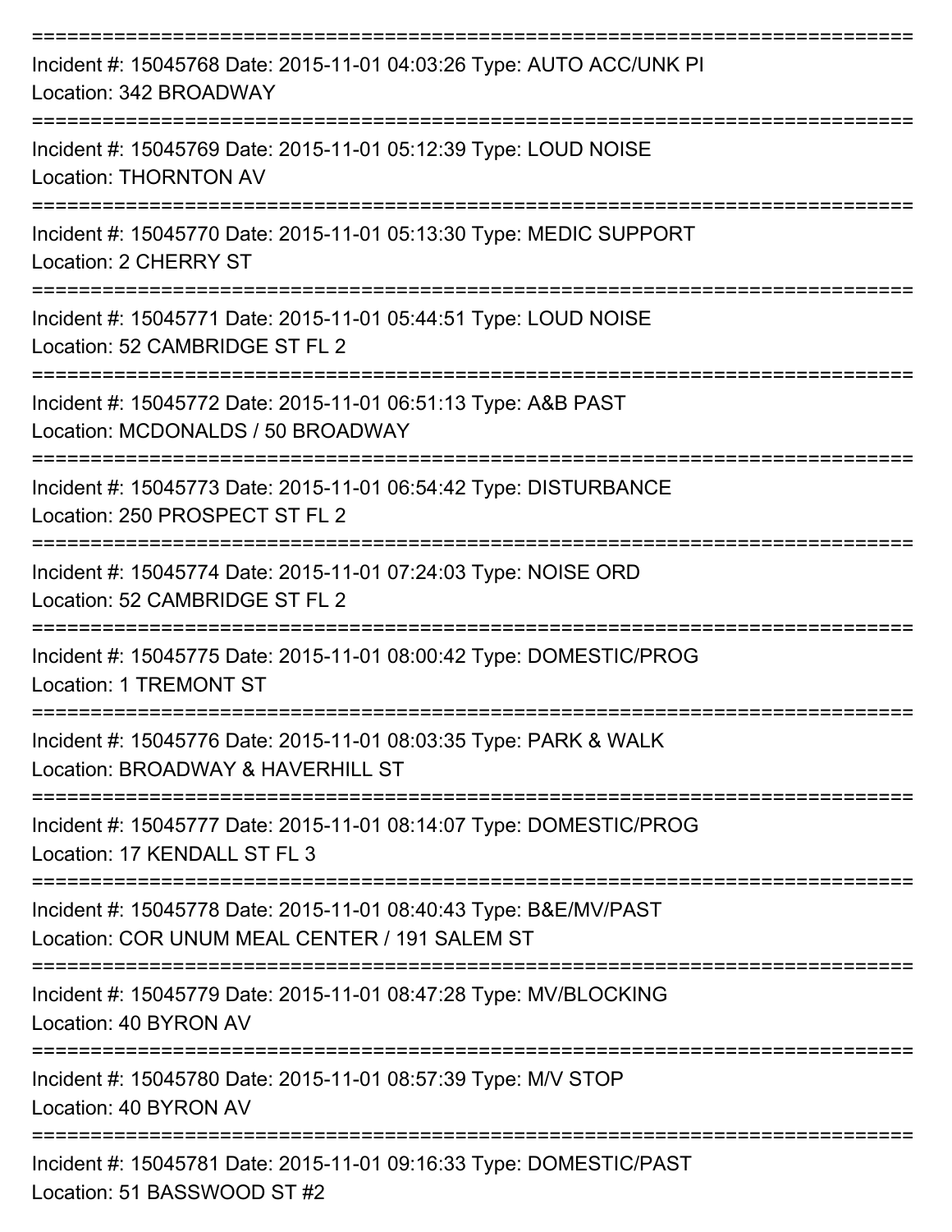Incident #: 15045768 Date: 2015-11-01 04:03:26 Type: AUTO ACC/UNK PI
Location: 342 BROADWAY

---

Incident #: 15045769 Date: 2015-11-01 05:12:39 Type: LOUD NOISE
Location: THORNTON AV

---

Incident #: 15045770 Date: 2015-11-01 05:13:30 Type: MEDIC SUPPORT
Location: 2 CHERRY ST

---

Incident #: 15045771 Date: 2015-11-01 05:44:51 Type: LOUD NOISE
Location: 52 CAMBRIDGE ST FL 2

---

Incident #: 15045772 Date: 2015-11-01 06:51:13 Type: A&B PAST
Location: MCDONALDS / 50 BROADWAY

---

Incident #: 15045773 Date: 2015-11-01 06:54:42 Type: DISTURBANCE
Location: 250 PROSPECT ST FL 2

---

Incident #: 15045774 Date: 2015-11-01 07:24:03 Type: NOISE ORD
Location: 52 CAMBRIDGE ST FL 2

---

Incident #: 15045775 Date: 2015-11-01 08:00:42 Type: DOMESTIC/PROG
Location: 1 TREMONT ST

---

Incident #: 15045776 Date: 2015-11-01 08:03:35 Type: PARK & WALK
Location: BROADWAY & HAVERHILL ST

---

Incident #: 15045777 Date: 2015-11-01 08:14:07 Type: DOMESTIC/PROG
Location: 17 KENDALL ST FL 3

---

Incident #: 15045778 Date: 2015-11-01 08:40:43 Type: B&E/MV/PAST
Location: COR UNUM MEAL CENTER / 191 SALEM ST

---

Incident #: 15045779 Date: 2015-11-01 08:47:28 Type: MV/BLOCKING
Location: 40 BYRON AV

---

Incident #: 15045780 Date: 2015-11-01 08:57:39 Type: M/V STOP
Location: 40 BYRON AV

---

Incident #: 15045781 Date: 2015-11-01 09:16:33 Type: DOMESTIC/PAST
Location: 51 BASSWOOD ST #2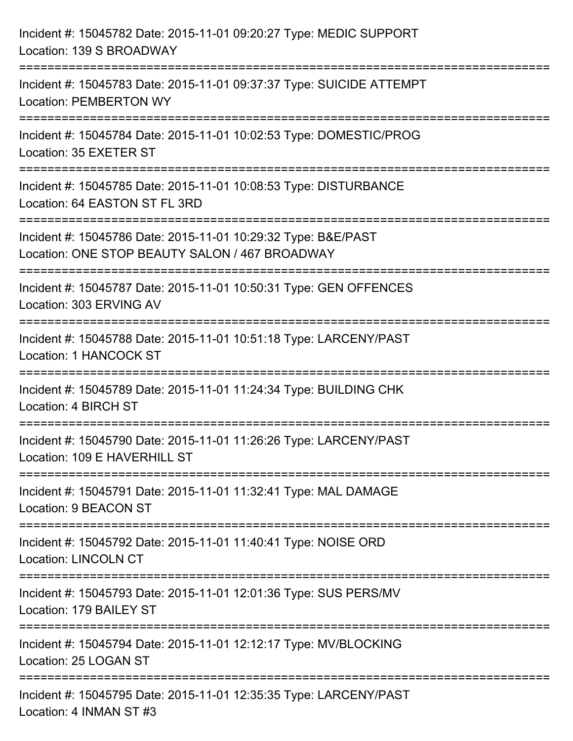Incident #: 15045782 Date: 2015-11-01 09:20:27 Type: MEDIC SUPPORT
Location: 139 S BROADWAY

===========================================================================

Incident #: 15045783 Date: 2015-11-01 09:37:37 Type: SUICIDE ATTEMPT
Location: PEMBERTON WY

===========================================================================

Incident #: 15045784 Date: 2015-11-01 10:02:53 Type: DOMESTIC/PROG
Location: 35 EXETER ST

===========================================================================

Incident #: 15045785 Date: 2015-11-01 10:08:53 Type: DISTURBANCE
Location: 64 EASTON ST FL 3RD

===========================================================================

Incident #: 15045786 Date: 2015-11-01 10:29:32 Type: B&E/PAST
Location: ONE STOP BEAUTY SALON / 467 BROADWAY

===========================================================================

Incident #: 15045787 Date: 2015-11-01 10:50:31 Type: GEN OFFENCES
Location: 303 ERVING AV

===========================================================================

Incident #: 15045788 Date: 2015-11-01 10:51:18 Type: LARCENY/PAST
Location: 1 HANCOCK ST

===========================================================================

Incident #: 15045789 Date: 2015-11-01 11:24:34 Type: BUILDING CHK
Location: 4 BIRCH ST

===========================================================================

Incident #: 15045790 Date: 2015-11-01 11:26:26 Type: LARCENY/PAST
Location: 109 E HAVERHILL ST

===========================================================================

Incident #: 15045791 Date: 2015-11-01 11:32:41 Type: MAL DAMAGE
Location: 9 BEACON ST

===========================================================================

Incident #: 15045792 Date: 2015-11-01 11:40:41 Type: NOISE ORD
Location: LINCOLN CT

===========================================================================

Incident #: 15045793 Date: 2015-11-01 12:01:36 Type: SUS PERS/MV
Location: 179 BAILEY ST

===========================================================================

Incident #: 15045794 Date: 2015-11-01 12:12:17 Type: MV/BLOCKING
Location: 25 LOGAN ST

===========================================================================

Incident #: 15045795 Date: 2015-11-01 12:35:35 Type: LARCENY/PAST
Location: 4 INMAN ST #3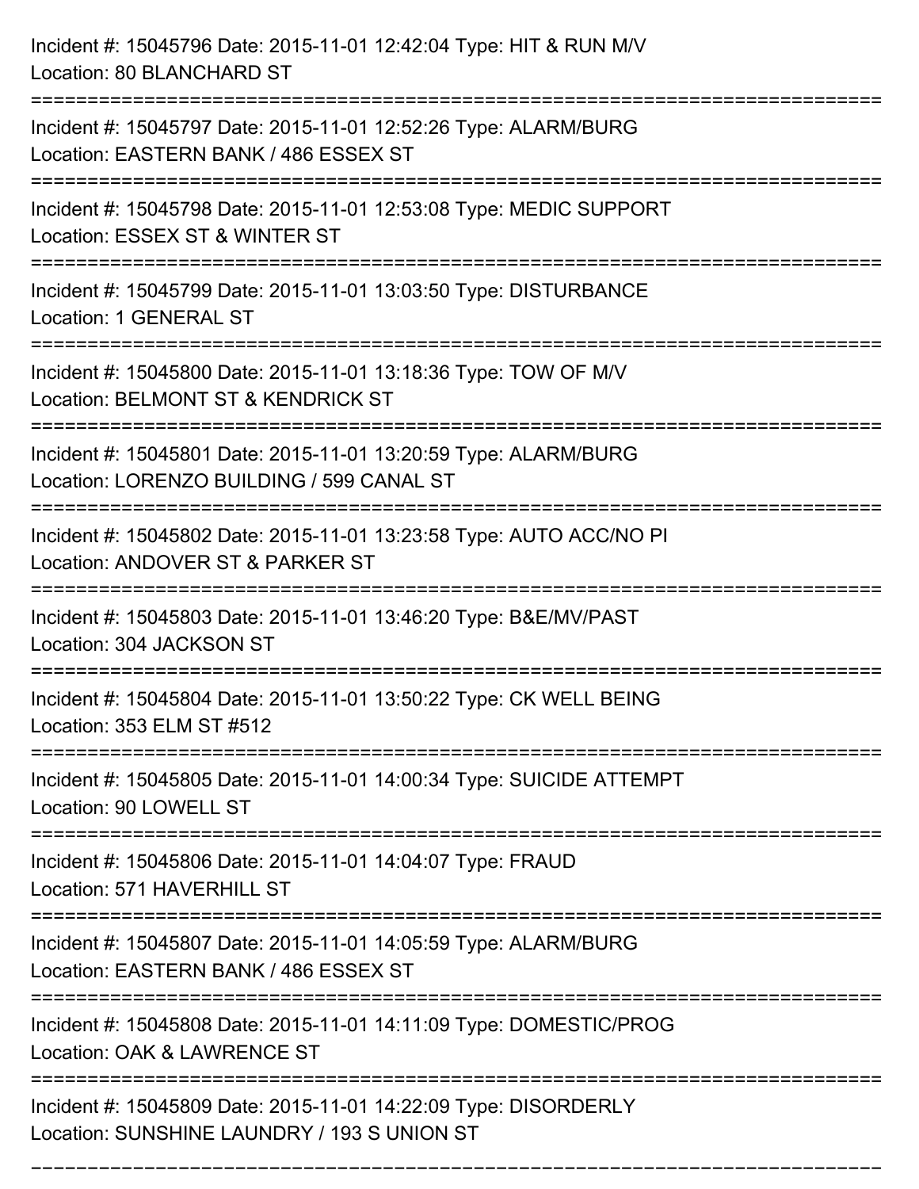Incident #: 15045796 Date: 2015-11-01 12:42:04 Type: HIT & RUN M/V
Location: 80 BLANCHARD ST

===========================================================================

Incident #: 15045797 Date: 2015-11-01 12:52:26 Type: ALARM/BURG
Location: EASTERN BANK / 486 ESSEX ST

===========================================================================

Incident #: 15045798 Date: 2015-11-01 12:53:08 Type: MEDIC SUPPORT
Location: ESSEX ST & WINTER ST

===========================================================================

Incident #: 15045799 Date: 2015-11-01 13:03:50 Type: DISTURBANCE
Location: 1 GENERAL ST

===========================================================================

Incident #: 15045800 Date: 2015-11-01 13:18:36 Type: TOW OF M/V
Location: BELMONT ST & KENDRICK ST

===========================================================================

Incident #: 15045801 Date: 2015-11-01 13:20:59 Type: ALARM/BURG
Location: LORENZO BUILDING / 599 CANAL ST

===========================================================================

Incident #: 15045802 Date: 2015-11-01 13:23:58 Type: AUTO ACC/NO PI
Location: ANDOVER ST & PARKER ST

===========================================================================

Incident #: 15045803 Date: 2015-11-01 13:46:20 Type: B&E/MV/PAST
Location: 304 JACKSON ST

===========================================================================

Incident #: 15045804 Date: 2015-11-01 13:50:22 Type: CK WELL BEING
Location: 353 ELM ST #512

===========================================================================

Incident #: 15045805 Date: 2015-11-01 14:00:34 Type: SUICIDE ATTEMPT
Location: 90 LOWELL ST

===========================================================================

Incident #: 15045806 Date: 2015-11-01 14:04:07 Type: FRAUD
Location: 571 HAVERHILL ST

===========================================================================

Incident #: 15045807 Date: 2015-11-01 14:05:59 Type: ALARM/BURG
Location: EASTERN BANK / 486 ESSEX ST

===========================================================================

Incident #: 15045808 Date: 2015-11-01 14:11:09 Type: DOMESTIC/PROG
Location: OAK & LAWRENCE ST

===========================================================================

Incident #: 15045809 Date: 2015-11-01 14:22:09 Type: DISORDERLY
Location: SUNSHINE LAUNDRY / 193 S UNION ST

===========================================================================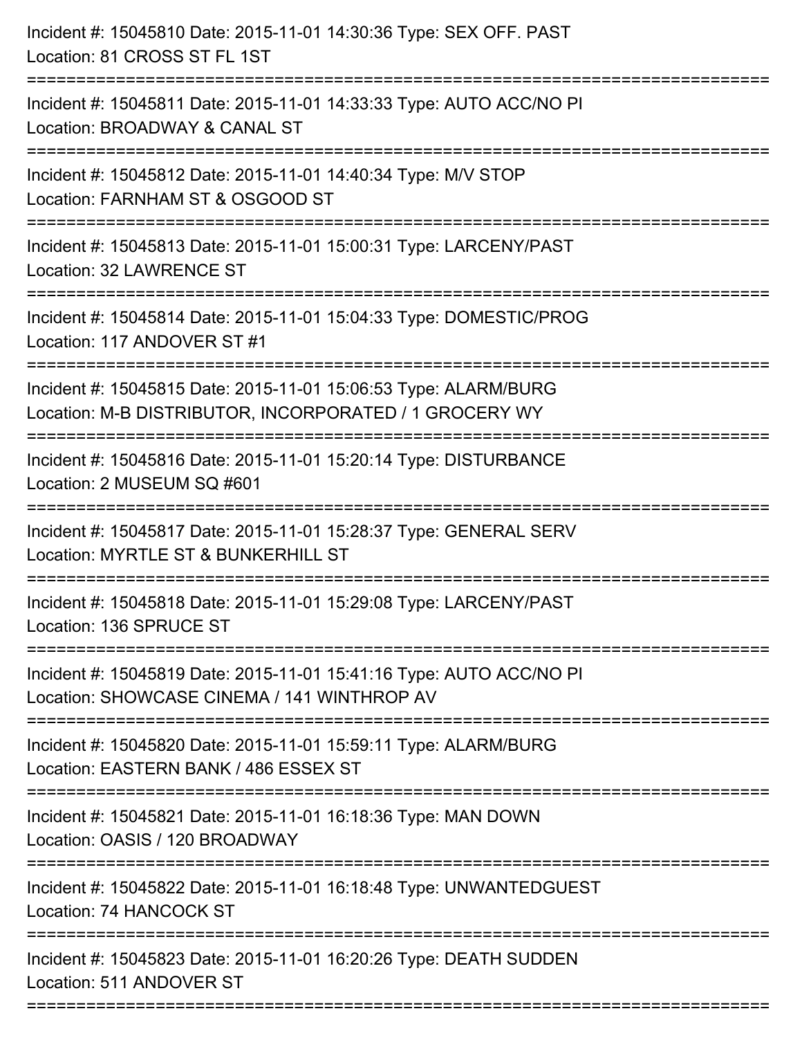Incident #: 15045810 Date: 2015-11-01 14:30:36 Type: SEX OFF. PAST
Location: 81 CROSS ST FL 1ST

===========================================================================

Incident #: 15045811 Date: 2015-11-01 14:33:33 Type: AUTO ACC/NO PI
Location: BROADWAY & CANAL ST

===========================================================================

Incident #: 15045812 Date: 2015-11-01 14:40:34 Type: M/V STOP
Location: FARNHAM ST & OSGOOD ST

===========================================================================

Incident #: 15045813 Date: 2015-11-01 15:00:31 Type: LARCENY/PAST
Location: 32 LAWRENCE ST

===========================================================================

Incident #: 15045814 Date: 2015-11-01 15:04:33 Type: DOMESTIC/PROG
Location: 117 ANDOVER ST #1

===========================================================================

Incident #: 15045815 Date: 2015-11-01 15:06:53 Type: ALARM/BURG
Location: M-B DISTRIBUTOR, INCORPORATED / 1 GROCERY WY

===========================================================================

Incident #: 15045816 Date: 2015-11-01 15:20:14 Type: DISTURBANCE
Location: 2 MUSEUM SQ #601

===========================================================================

Incident #: 15045817 Date: 2015-11-01 15:28:37 Type: GENERAL SERV
Location: MYRTLE ST & BUNKERHILL ST

===========================================================================

Incident #: 15045818 Date: 2015-11-01 15:29:08 Type: LARCENY/PAST
Location: 136 SPRUCE ST

===========================================================================

Incident #: 15045819 Date: 2015-11-01 15:41:16 Type: AUTO ACC/NO PI
Location: SHOWCASE CINEMA / 141 WINTHROP AV

===========================================================================

Incident #: 15045820 Date: 2015-11-01 15:59:11 Type: ALARM/BURG
Location: EASTERN BANK / 486 ESSEX ST

===========================================================================

Incident #: 15045821 Date: 2015-11-01 16:18:36 Type: MAN DOWN
Location: OASIS / 120 BROADWAY

===========================================================================

Incident #: 15045822 Date: 2015-11-01 16:18:48 Type: UNWANTEDGUEST
Location: 74 HANCOCK ST

===========================================================================

Incident #: 15045823 Date: 2015-11-01 16:20:26 Type: DEATH SUDDEN
Location: 511 ANDOVER ST

===========================================================================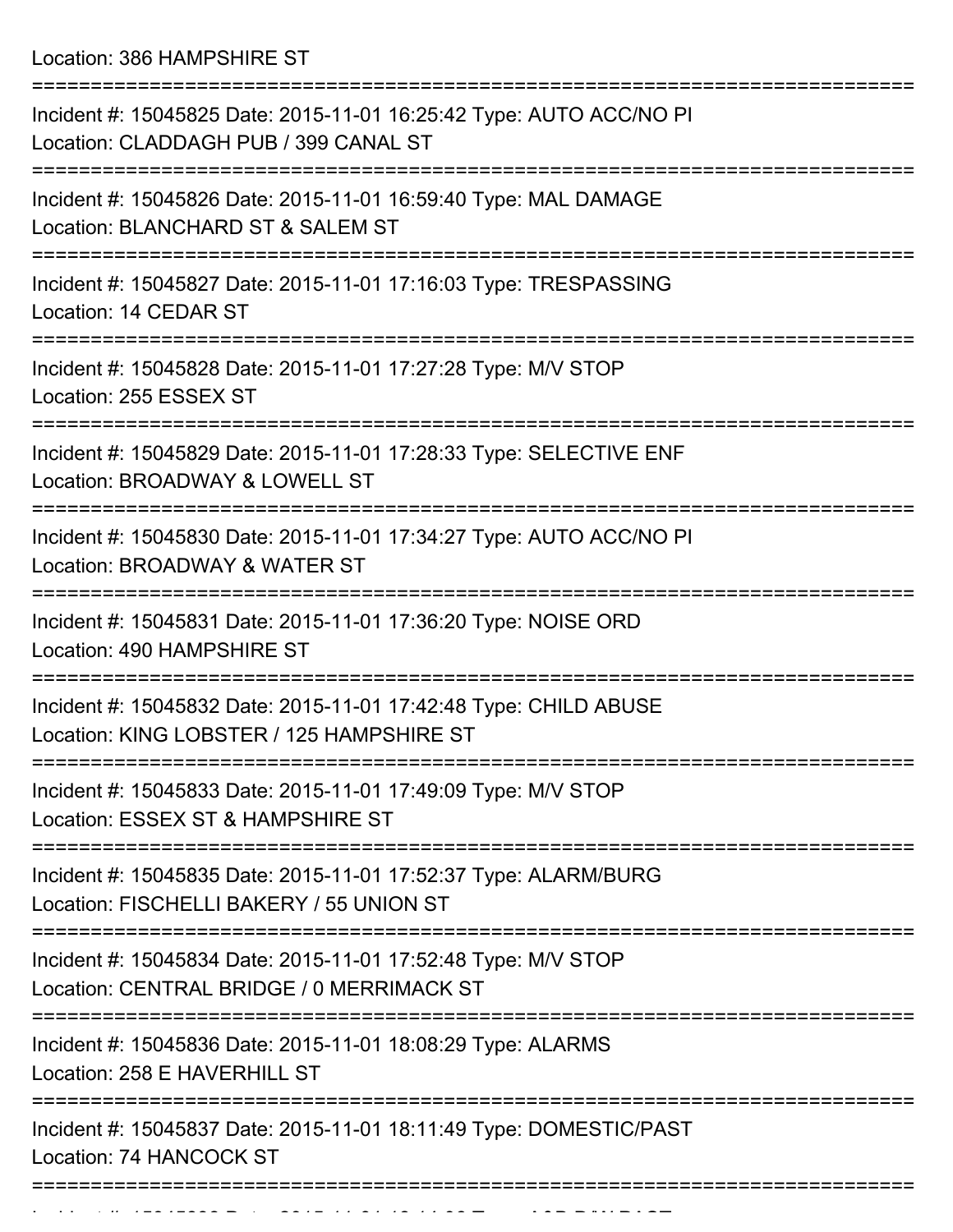Location: 386 HAMPSHIRE ST

===========================================================================

Incident #: 15045825 Date: 2015-11-01 16:25:42 Type: AUTO ACC/NO PI
Location: CLADDAGH PUB / 399 CANAL ST

===========================================================================

Incident #: 15045826 Date: 2015-11-01 16:59:40 Type: MAL DAMAGE
Location: BLANCHARD ST & SALEM ST

===========================================================================

Incident #: 15045827 Date: 2015-11-01 17:16:03 Type: TRESPASSING
Location: 14 CEDAR ST

===========================================================================

Incident #: 15045828 Date: 2015-11-01 17:27:28 Type: M/V STOP
Location: 255 ESSEX ST

===========================================================================

Incident #: 15045829 Date: 2015-11-01 17:28:33 Type: SELECTIVE ENF
Location: BROADWAY & LOWELL ST

===========================================================================

Incident #: 15045830 Date: 2015-11-01 17:34:27 Type: AUTO ACC/NO PI
Location: BROADWAY & WATER ST

===========================================================================

Incident #: 15045831 Date: 2015-11-01 17:36:20 Type: NOISE ORD
Location: 490 HAMPSHIRE ST

===========================================================================

Incident #: 15045832 Date: 2015-11-01 17:42:48 Type: CHILD ABUSE
Location: KING LOBSTER / 125 HAMPSHIRE ST

===========================================================================

Incident #: 15045833 Date: 2015-11-01 17:49:09 Type: M/V STOP
Location: ESSEX ST & HAMPSHIRE ST

===========================================================================

Incident #: 15045835 Date: 2015-11-01 17:52:37 Type: ALARM/BURG
Location: FISCHELLI BAKERY / 55 UNION ST

===========================================================================

Incident #: 15045834 Date: 2015-11-01 17:52:48 Type: M/V STOP
Location: CENTRAL BRIDGE / 0 MERRIMACK ST

===========================================================================

Incident #: 15045836 Date: 2015-11-01 18:08:29 Type: ALARMS
Location: 258 E HAVERHILL ST

===========================================================================

Incident #: 15045837 Date: 2015-11-01 18:11:49 Type: DOMESTIC/PAST
Location: 74 HANCOCK ST

===========================================================================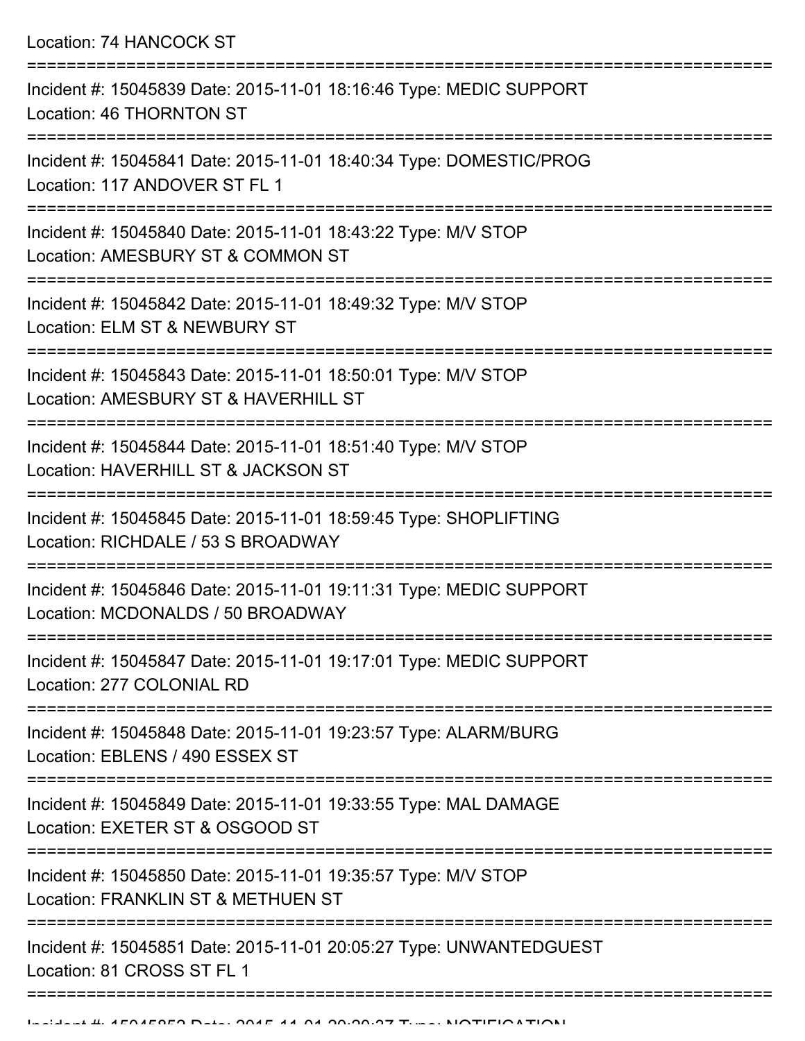Location: 74 HANCOCK ST

===========================================================================

Incident #: 15045839 Date: 2015-11-01 18:16:46 Type: MEDIC SUPPORT
Location: 46 THORNTON ST

===========================================================================

Incident #: 15045841 Date: 2015-11-01 18:40:34 Type: DOMESTIC/PROG
Location: 117 ANDOVER ST FL 1

===========================================================================

Incident #: 15045840 Date: 2015-11-01 18:43:22 Type: M/V STOP
Location: AMESBURY ST & COMMON ST

===========================================================================

Incident #: 15045842 Date: 2015-11-01 18:49:32 Type: M/V STOP
Location: ELM ST & NEWBURY ST

===========================================================================

Incident #: 15045843 Date: 2015-11-01 18:50:01 Type: M/V STOP
Location: AMESBURY ST & HAVERHILL ST

===========================================================================

Incident #: 15045844 Date: 2015-11-01 18:51:40 Type: M/V STOP
Location: HAVERHILL ST & JACKSON ST

===========================================================================

Incident #: 15045845 Date: 2015-11-01 18:59:45 Type: SHOPLIFTING
Location: RICHDALE / 53 S BROADWAY

===========================================================================

Incident #: 15045846 Date: 2015-11-01 19:11:31 Type: MEDIC SUPPORT
Location: MCDONALDS / 50 BROADWAY

===========================================================================

Incident #: 15045847 Date: 2015-11-01 19:17:01 Type: MEDIC SUPPORT
Location: 277 COLONIAL RD

===========================================================================

Incident #: 15045848 Date: 2015-11-01 19:23:57 Type: ALARM/BURG
Location: EBLENS / 490 ESSEX ST

===========================================================================

Incident #: 15045849 Date: 2015-11-01 19:33:55 Type: MAL DAMAGE
Location: EXETER ST & OSGOOD ST

===========================================================================

Incident #: 15045850 Date: 2015-11-01 19:35:57 Type: M/V STOP
Location: FRANKLIN ST & METHUEN ST

===========================================================================

Incident #: 15045851 Date: 2015-11-01 20:05:27 Type: UNWANTEDGUEST
Location: 81 CROSS ST FL 1

===========================================================================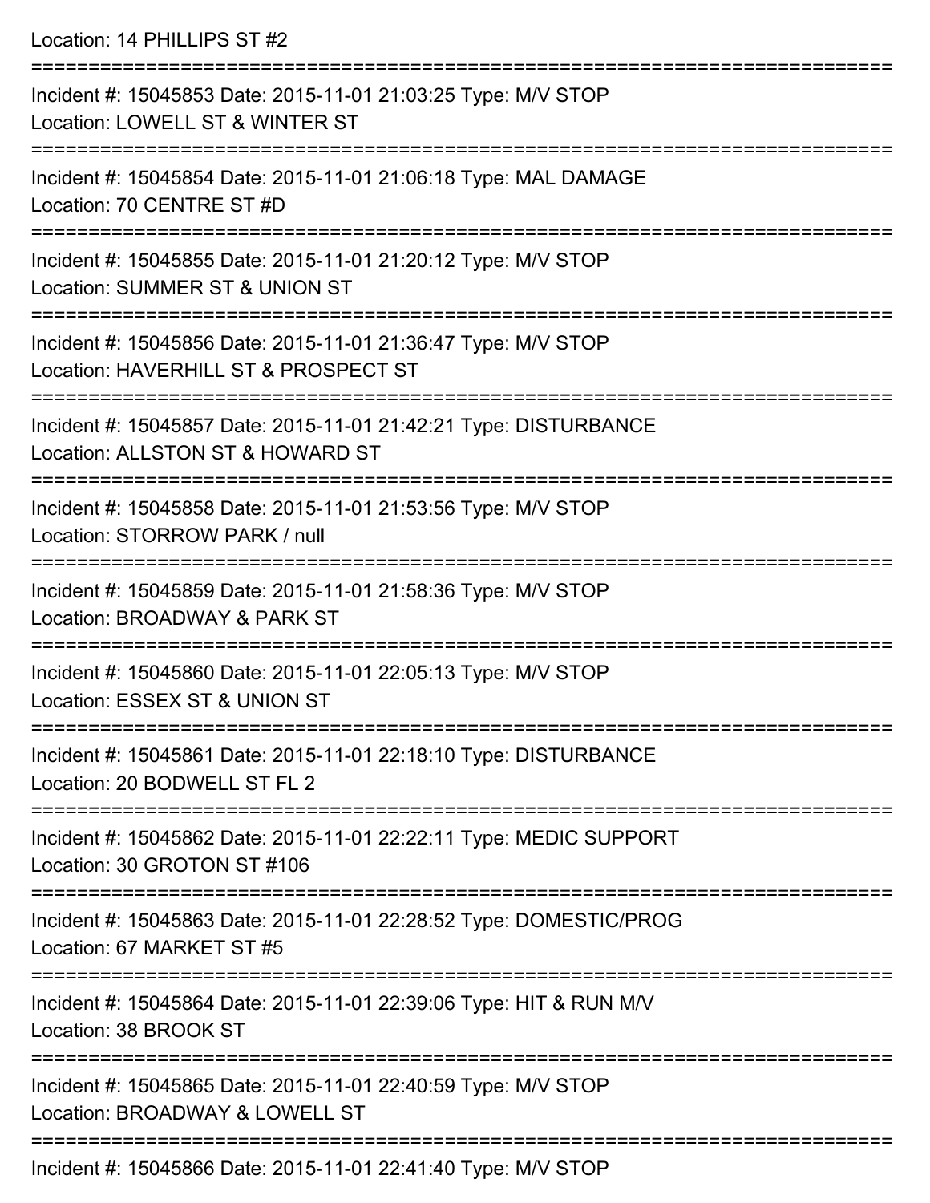Location: 14 PHILLIPS ST #2

===========================================================================

Incident #: 15045853 Date: 2015-11-01 21:03:25 Type: M/V STOP
Location: LOWELL ST & WINTER ST

===========================================================================

Incident #: 15045854 Date: 2015-11-01 21:06:18 Type: MAL DAMAGE
Location: 70 CENTRE ST #D

===========================================================================

Incident #: 15045855 Date: 2015-11-01 21:20:12 Type: M/V STOP
Location: SUMMER ST & UNION ST

===========================================================================

Incident #: 15045856 Date: 2015-11-01 21:36:47 Type: M/V STOP
Location: HAVERHILL ST & PROSPECT ST

===========================================================================

Incident #: 15045857 Date: 2015-11-01 21:42:21 Type: DISTURBANCE
Location: ALLSTON ST & HOWARD ST

===========================================================================

Incident #: 15045858 Date: 2015-11-01 21:53:56 Type: M/V STOP
Location: STORROW PARK / null

===========================================================================

Incident #: 15045859 Date: 2015-11-01 21:58:36 Type: M/V STOP
Location: BROADWAY & PARK ST

===========================================================================

Incident #: 15045860 Date: 2015-11-01 22:05:13 Type: M/V STOP
Location: ESSEX ST & UNION ST

===========================================================================

Incident #: 15045861 Date: 2015-11-01 22:18:10 Type: DISTURBANCE
Location: 20 BODWELL ST FL 2

===========================================================================

Incident #: 15045862 Date: 2015-11-01 22:22:11 Type: MEDIC SUPPORT
Location: 30 GROTON ST #106

===========================================================================

Incident #: 15045863 Date: 2015-11-01 22:28:52 Type: DOMESTIC/PROG
Location: 67 MARKET ST #5

===========================================================================

Incident #: 15045864 Date: 2015-11-01 22:39:06 Type: HIT & RUN M/V
Location: 38 BROOK ST

===========================================================================

Incident #: 15045865 Date: 2015-11-01 22:40:59 Type: M/V STOP
Location: BROADWAY & LOWELL ST

===========================================================================

Incident #: 15045866 Date: 2015-11-01 22:41:40 Type: M/V STOP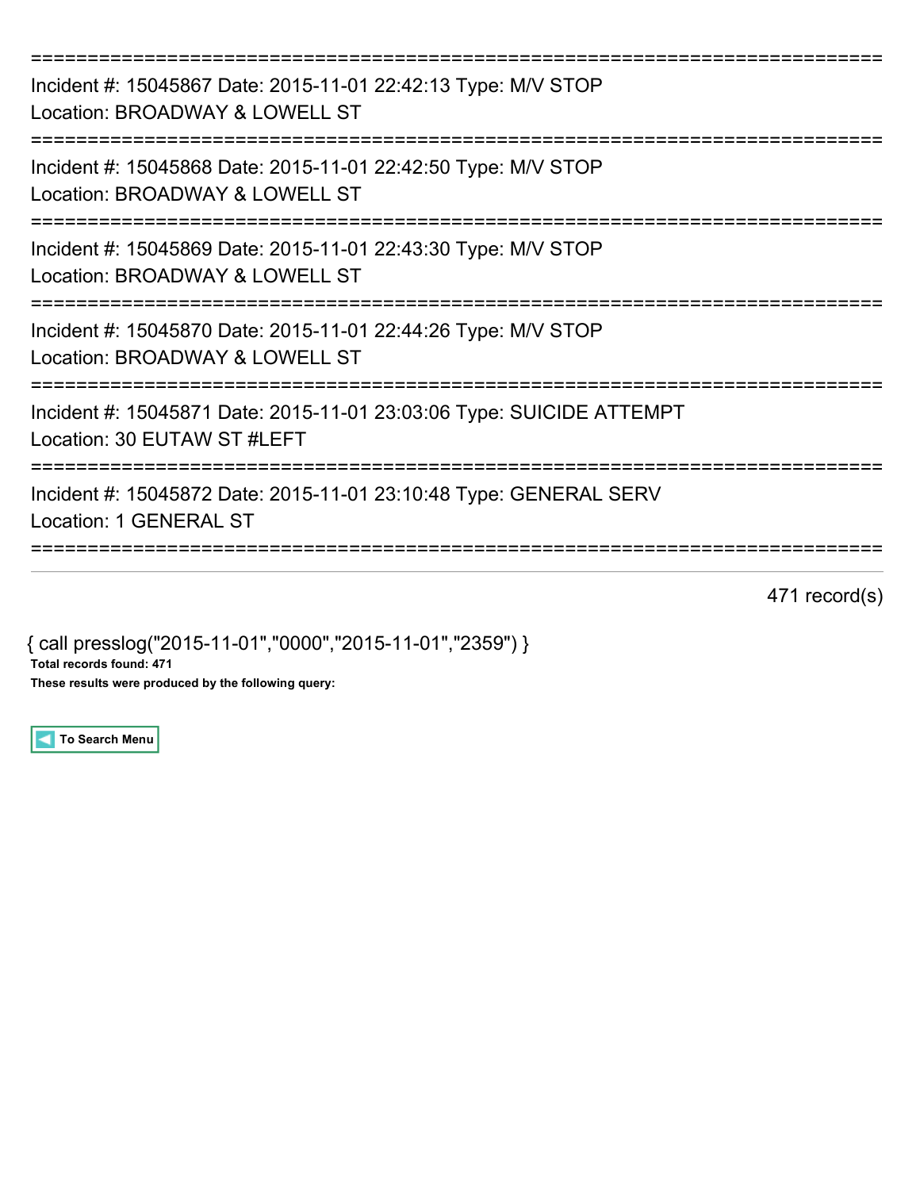===========================================================================

Incident #: 15045867 Date: 2015-11-01 22:42:13 Type: M/V STOP
Location: BROADWAY & LOWELL ST

===========================================================================

Incident #: 15045868 Date: 2015-11-01 22:42:50 Type: M/V STOP
Location: BROADWAY & LOWELL ST

===========================================================================

Incident #: 15045869 Date: 2015-11-01 22:43:30 Type: M/V STOP
Location: BROADWAY & LOWELL ST

===========================================================================

Incident #: 15045870 Date: 2015-11-01 22:44:26 Type: M/V STOP
Location: BROADWAY & LOWELL ST

===========================================================================

Incident #: 15045871 Date: 2015-11-01 23:03:06 Type: SUICIDE ATTEMPT
Location: 30 EUTAW ST #LEFT

===========================================================================

Incident #: 15045872 Date: 2015-11-01 23:10:48 Type: GENERAL SERV
Location: 1 GENERAL ST

===========================================================================

471 record(s)

{ call presslog("2015-11-01","0000","2015-11-01","2359") }

**Total records found: 471**

**These results were produced by the following query:**

To Search Menu